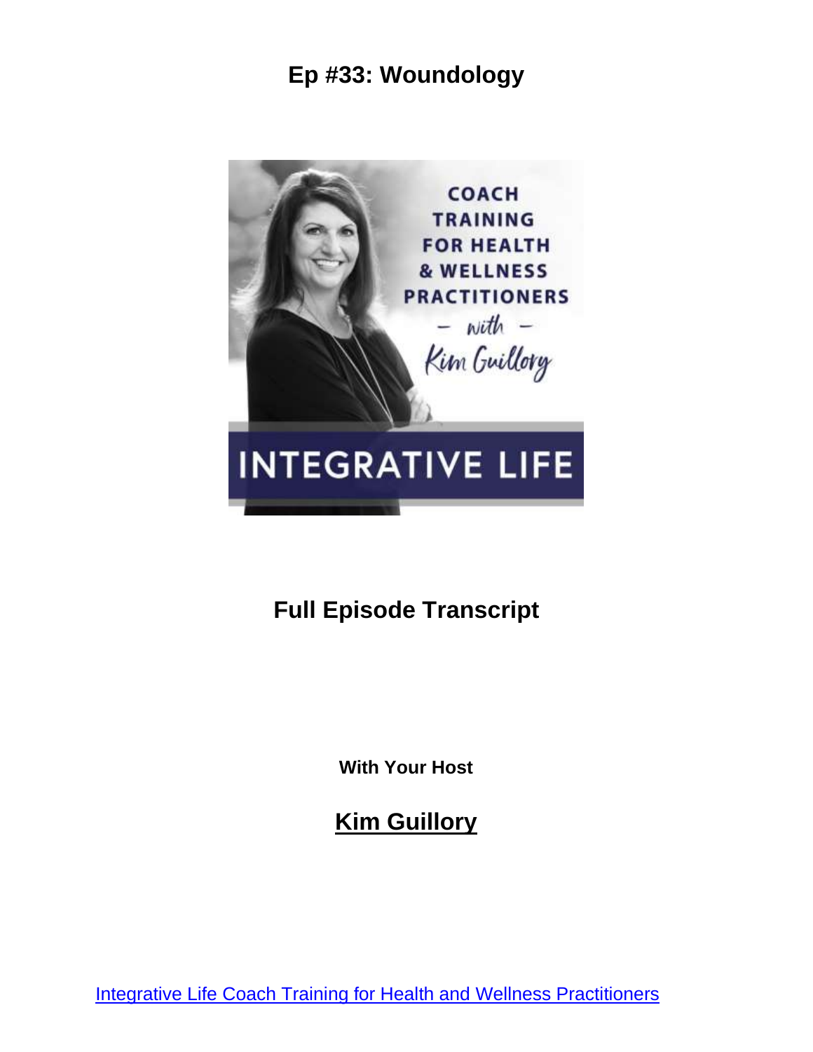# Ep #33: Woundology

## Full Episode Transcript

**With Your Host**

## Kim Guillory

[Integrative Life Coach Training for Health and Wellness Practitioners]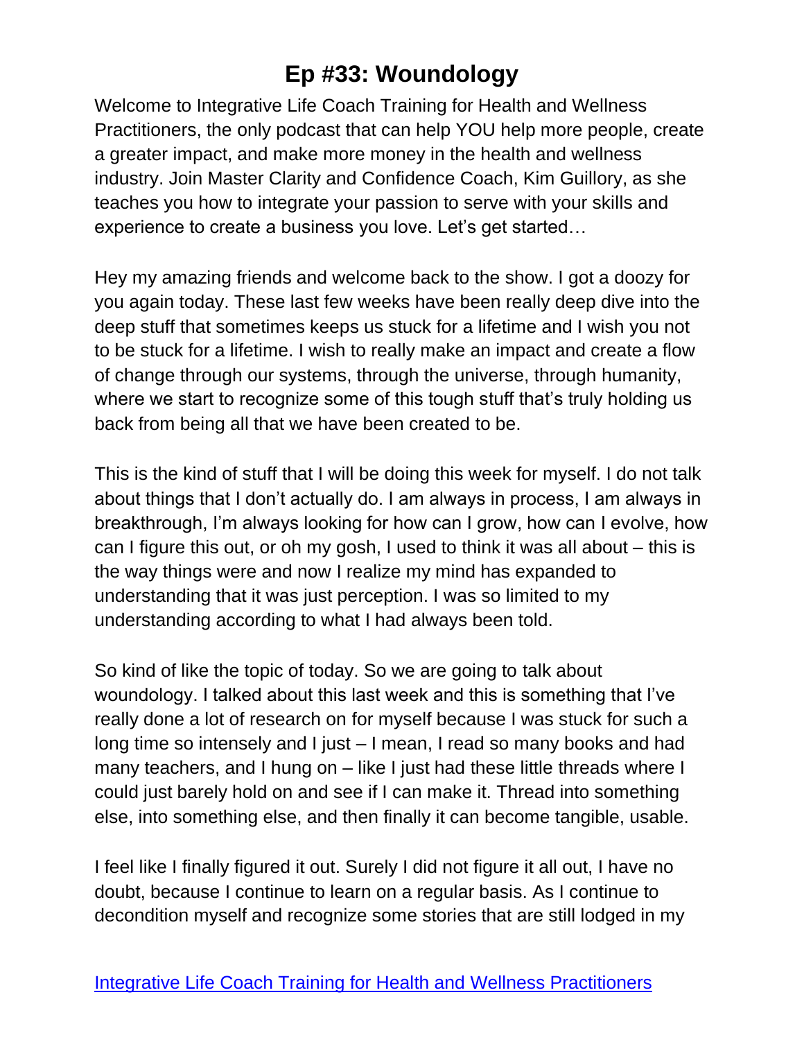# Ep #33: Woundology

Welcome to Integrative Life Coach Training for Health and Wellness Practitioners, the only podcast that can help YOU help more people, create a greater impact, and make more money in the health and wellness industry. Join Master Clarity and Confidence Coach, Kim Guillory, as she teaches you how to integrate your passion to serve with your skills and experience to create a business you love. Let's get started…

Hey my amazing friends and welcome back to the show. I got a doozy for you again today. These last few weeks have been really deep dive into the deep stuff that sometimes keeps us stuck for a lifetime and I wish you not to be stuck for a lifetime. I wish to really make an impact and create a flow of change through our systems, through the universe, through humanity, where we start to recognize some of this tough stuff that's truly holding us back from being all that we have been created to be.

This is the kind of stuff that I will be doing this week for myself. I do not talk about things that I don't actually do. I am always in process, I am always in breakthrough, I'm always looking for how can I grow, how can I evolve, how can I figure this out, or oh my gosh, I used to think it was all about – this is the way things were and now I realize my mind has expanded to understanding that it was just perception. I was so limited to my understanding according to what I had always been told.

So kind of like the topic of today. So we are going to talk about woundology. I talked about this last week and this is something that I've really done a lot of research on for myself because I was stuck for such a long time so intensely and I just – I mean, I read so many books and had many teachers, and I hung on – like I just had these little threads where I could just barely hold on and see if I can make it. Thread into something else, into something else, and then finally it can become tangible, usable.

I feel like I finally figured it out. Surely I did not figure it all out, I have no doubt, because I continue to learn on a regular basis. As I continue to decondition myself and recognize some stories that are still lodged in my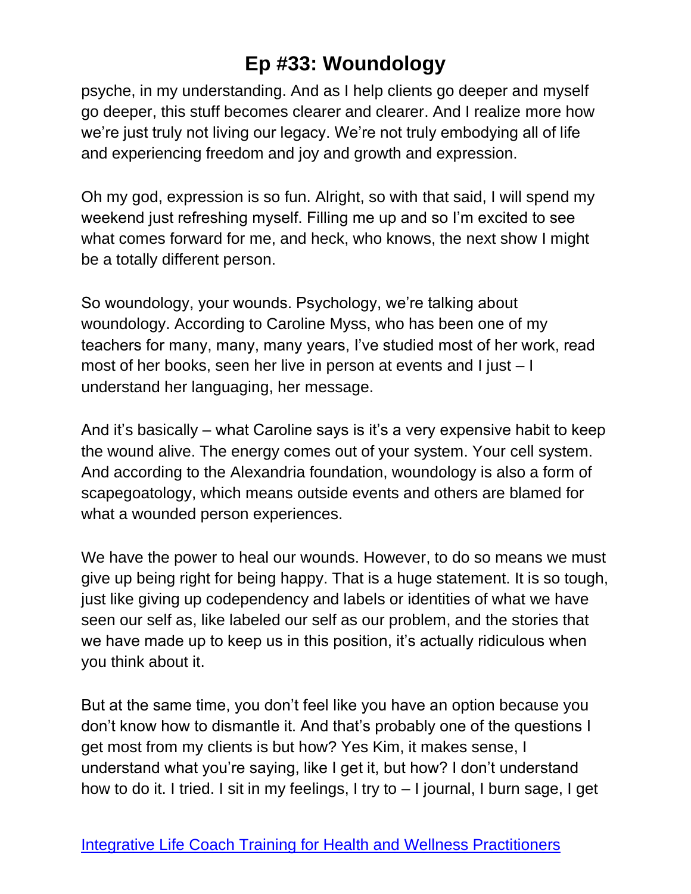psyche, in my understanding. And as I help clients go deeper and myself go deeper, this stuff becomes clearer and clearer. And I realize more how we're just truly not living our legacy. We're not truly embodying all of life and experiencing freedom and joy and growth and expression.

Oh my god, expression is so fun. Alright, so with that said, I will spend my weekend just refreshing myself. Filling me up and so I'm excited to see what comes forward for me, and heck, who knows, the next show I might be a totally different person.

So woundology, your wounds. Psychology, we're talking about woundology. According to Caroline Myss, who has been one of my teachers for many, many, many years, I've studied most of her work, read most of her books, seen her live in person at events and I just – I understand her languaging, her message.

And it's basically – what Caroline says is it's a very expensive habit to keep the wound alive. The energy comes out of your system. Your cell system. And according to the Alexandria foundation, woundology is also a form of scapegoatology, which means outside events and others are blamed for what a wounded person experiences.

We have the power to heal our wounds. However, to do so means we must give up being right for being happy. That is a huge statement. It is so tough, just like giving up codependency and labels or identities of what we have seen our self as, like labeled our self as our problem, and the stories that we have made up to keep us in this position, it's actually ridiculous when you think about it.

But at the same time, you don't feel like you have an option because you don't know how to dismantle it. And that's probably one of the questions I get most from my clients is but how? Yes Kim, it makes sense, I understand what you're saying, like I get it, but how? I don't understand how to do it. I tried. I sit in my feelings, I try to – I journal, I burn sage, I get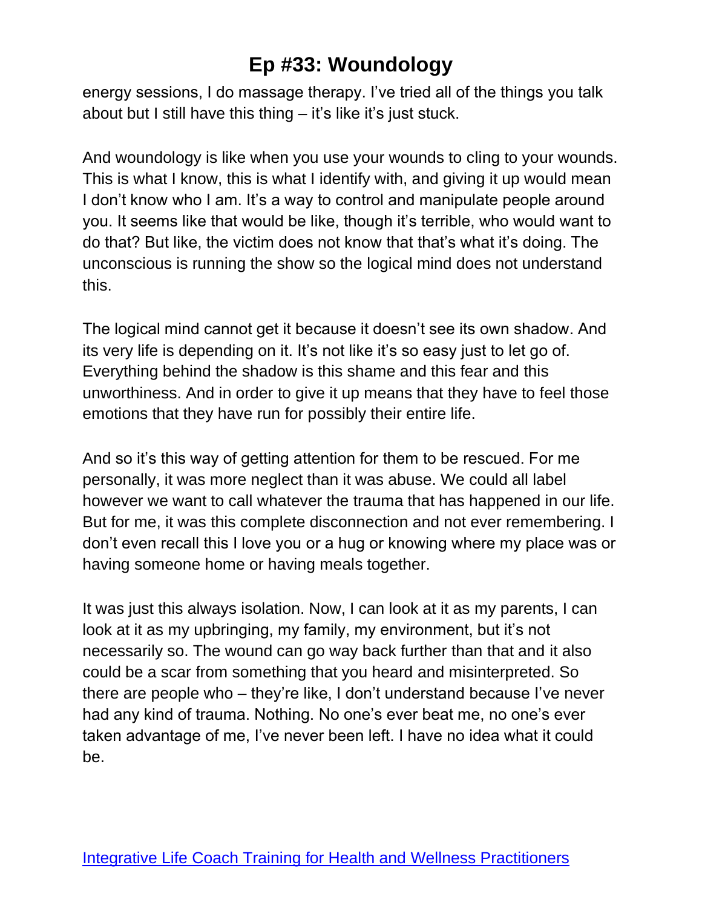energy sessions, I do massage therapy. I've tried all of the things you talk about but I still have this thing – it's like it's just stuck.

And woundology is like when you use your wounds to cling to your wounds. This is what I know, this is what I identify with, and giving it up would mean I don't know who I am. It's a way to control and manipulate people around you. It seems like that would be like, though it's terrible, who would want to do that? But like, the victim does not know that that's what it's doing. The unconscious is running the show so the logical mind does not understand this.

The logical mind cannot get it because it doesn't see its own shadow. And its very life is depending on it. It's not like it's so easy just to let go of. Everything behind the shadow is this shame and this fear and this unworthiness. And in order to give it up means that they have to feel those emotions that they have run for possibly their entire life.

And so it's this way of getting attention for them to be rescued. For me personally, it was more neglect than it was abuse. We could all label however we want to call whatever the trauma that has happened in our life. But for me, it was this complete disconnection and not ever remembering. I don't even recall this I love you or a hug or knowing where my place was or having someone home or having meals together.

It was just this always isolation. Now, I can look at it as my parents, I can look at it as my upbringing, my family, my environment, but it's not necessarily so. The wound can go way back further than that and it also could be a scar from something that you heard and misinterpreted. So there are people who – they're like, I don't understand because I've never had any kind of trauma. Nothing. No one's ever beat me, no one's ever taken advantage of me, I've never been left. I have no idea what it could be.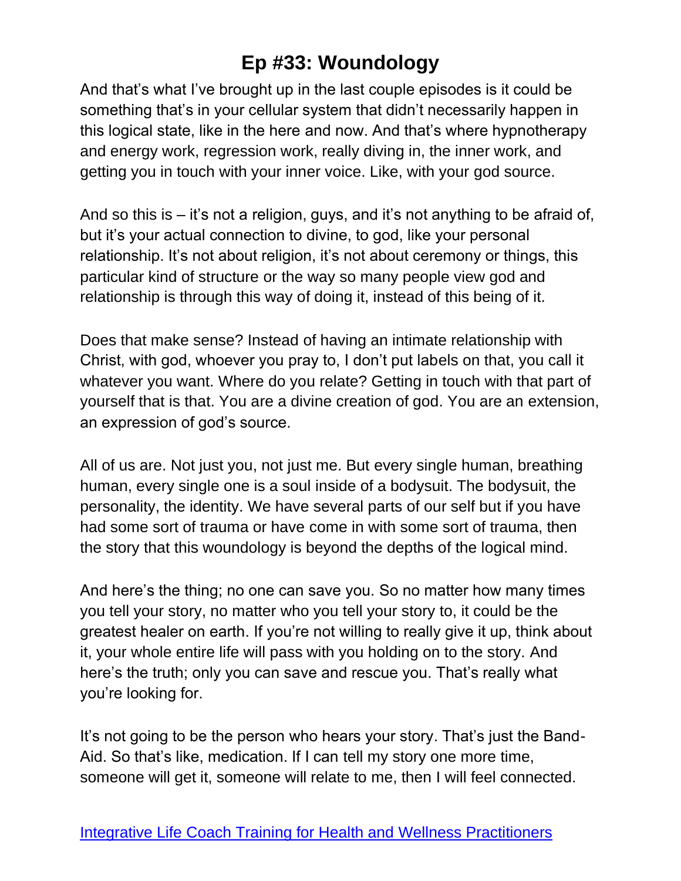And that's what I've brought up in the last couple episodes is it could be something that's in your cellular system that didn't necessarily happen in this logical state, like in the here and now. And that's where hypnotherapy and energy work, regression work, really diving in, the inner work, and getting you in touch with your inner voice. Like, with your god source.

And so this is – it's not a religion, guys, and it's not anything to be afraid of, but it's your actual connection to divine, to god, like your personal relationship. It's not about religion, it's not about ceremony or things, this particular kind of structure or the way so many people view god and relationship is through this way of doing it, instead of this being of it.

Does that make sense? Instead of having an intimate relationship with Christ, with god, whoever you pray to, I don't put labels on that, you call it whatever you want. Where do you relate? Getting in touch with that part of yourself that is that. You are a divine creation of god. You are an extension, an expression of god's source.

All of us are. Not just you, not just me. But every single human, breathing human, every single one is a soul inside of a bodysuit. The bodysuit, the personality, the identity. We have several parts of our self but if you have had some sort of trauma or have come in with some sort of trauma, then the story that this woundology is beyond the depths of the logical mind.

And here's the thing; no one can save you. So no matter how many times you tell your story, no matter who you tell your story to, it could be the greatest healer on earth. If you're not willing to really give it up, think about it, your whole entire life will pass with you holding on to the story. And here's the truth; only you can save and rescue you. That's really what you're looking for.

It's not going to be the person who hears your story. That's just the Band-Aid. So that's like, medication. If I can tell my story one more time, someone will get it, someone will relate to me, then I will feel connected.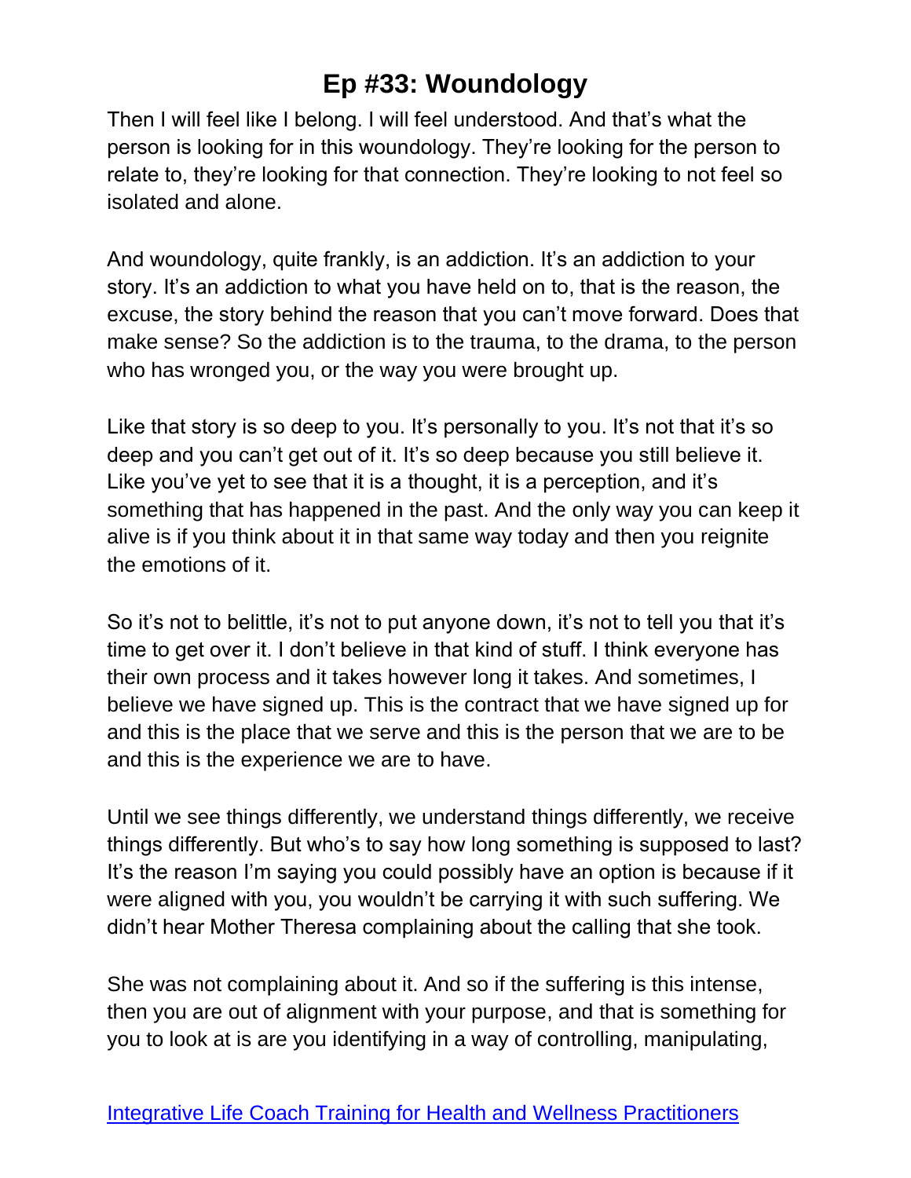Then I will feel like I belong. I will feel understood. And that's what the person is looking for in this woundology. They're looking for the person to relate to, they're looking for that connection. They're looking to not feel so isolated and alone.

And woundology, quite frankly, is an addiction. It's an addiction to your story. It's an addiction to what you have held on to, that is the reason, the excuse, the story behind the reason that you can't move forward. Does that make sense? So the addiction is to the trauma, to the drama, to the person who has wronged you, or the way you were brought up.

Like that story is so deep to you. It's personally to you. It's not that it's so deep and you can't get out of it. It's so deep because you still believe it. Like you've yet to see that it is a thought, it is a perception, and it's something that has happened in the past. And the only way you can keep it alive is if you think about it in that same way today and then you reignite the emotions of it.

So it's not to belittle, it's not to put anyone down, it's not to tell you that it's time to get over it. I don't believe in that kind of stuff. I think everyone has their own process and it takes however long it takes. And sometimes, I believe we have signed up. This is the contract that we have signed up for and this is the place that we serve and this is the person that we are to be and this is the experience we are to have.

Until we see things differently, we understand things differently, we receive things differently. But who's to say how long something is supposed to last? It's the reason I'm saying you could possibly have an option is because if it were aligned with you, you wouldn't be carrying it with such suffering. We didn't hear Mother Theresa complaining about the calling that she took.

She was not complaining about it. And so if the suffering is this intense, then you are out of alignment with your purpose, and that is something for you to look at is are you identifying in a way of controlling, manipulating,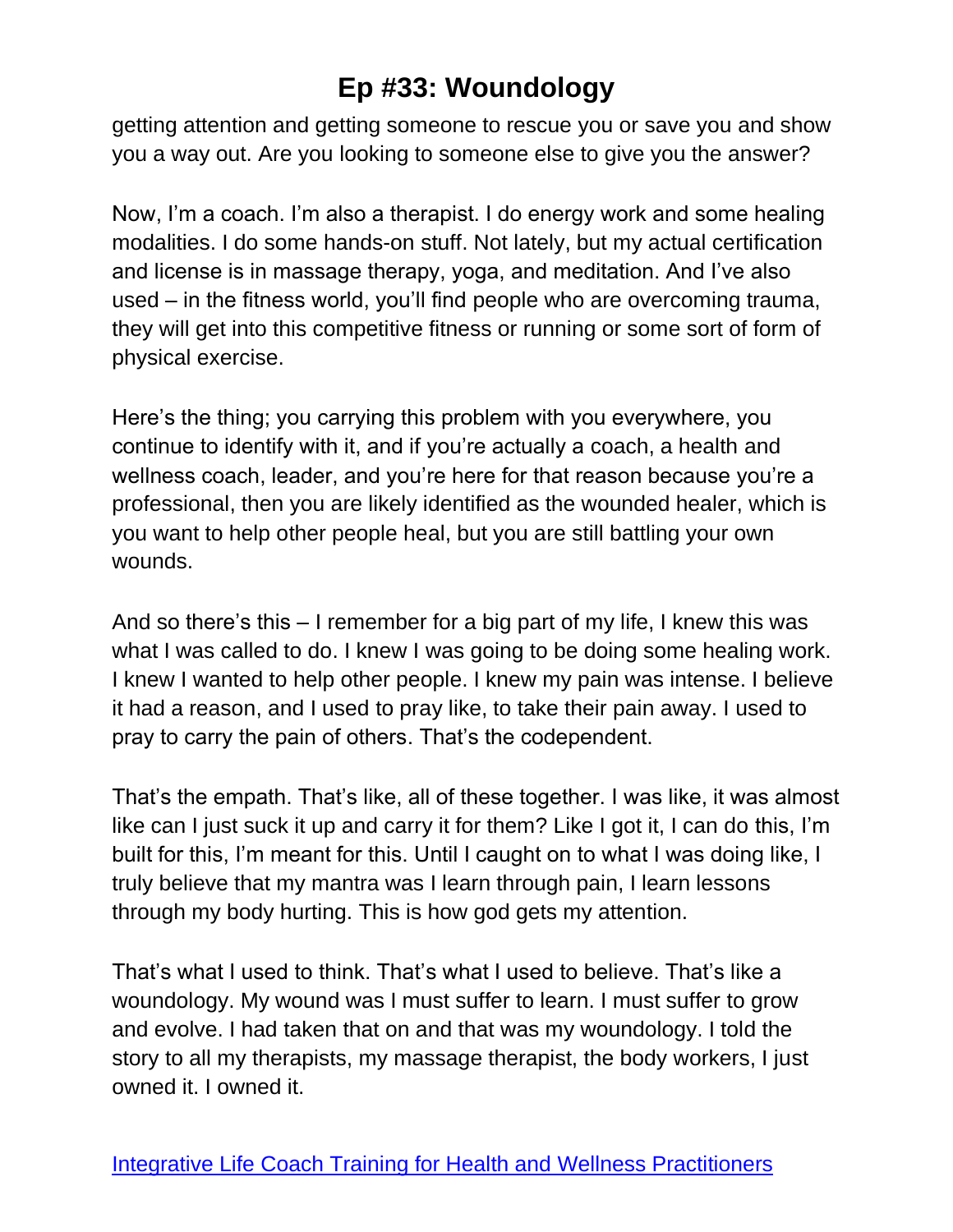getting attention and getting someone to rescue you or save you and show you a way out. Are you looking to someone else to give you the answer?

Now, I'm a coach. I'm also a therapist. I do energy work and some healing modalities. I do some hands-on stuff. Not lately, but my actual certification and license is in massage therapy, yoga, and meditation. And I've also used – in the fitness world, you'll find people who are overcoming trauma, they will get into this competitive fitness or running or some sort of form of physical exercise.

Here's the thing; you carrying this problem with you everywhere, you continue to identify with it, and if you're actually a coach, a health and wellness coach, leader, and you're here for that reason because you're a professional, then you are likely identified as the wounded healer, which is you want to help other people heal, but you are still battling your own wounds.

And so there's this – I remember for a big part of my life, I knew this was what I was called to do. I knew I was going to be doing some healing work. I knew I wanted to help other people. I knew my pain was intense. I believe it had a reason, and I used to pray like, to take their pain away. I used to pray to carry the pain of others. That's the codependent.

That's the empath. That's like, all of these together. I was like, it was almost like can I just suck it up and carry it for them? Like I got it, I can do this, I'm built for this, I'm meant for this. Until I caught on to what I was doing like, I truly believe that my mantra was I learn through pain, I learn lessons through my body hurting. This is how god gets my attention.

That's what I used to think. That's what I used to believe. That's like a woundology. My wound was I must suffer to learn. I must suffer to grow and evolve. I had taken that on and that was my woundology. I told the story to all my therapists, my massage therapist, the body workers, I just owned it. I owned it.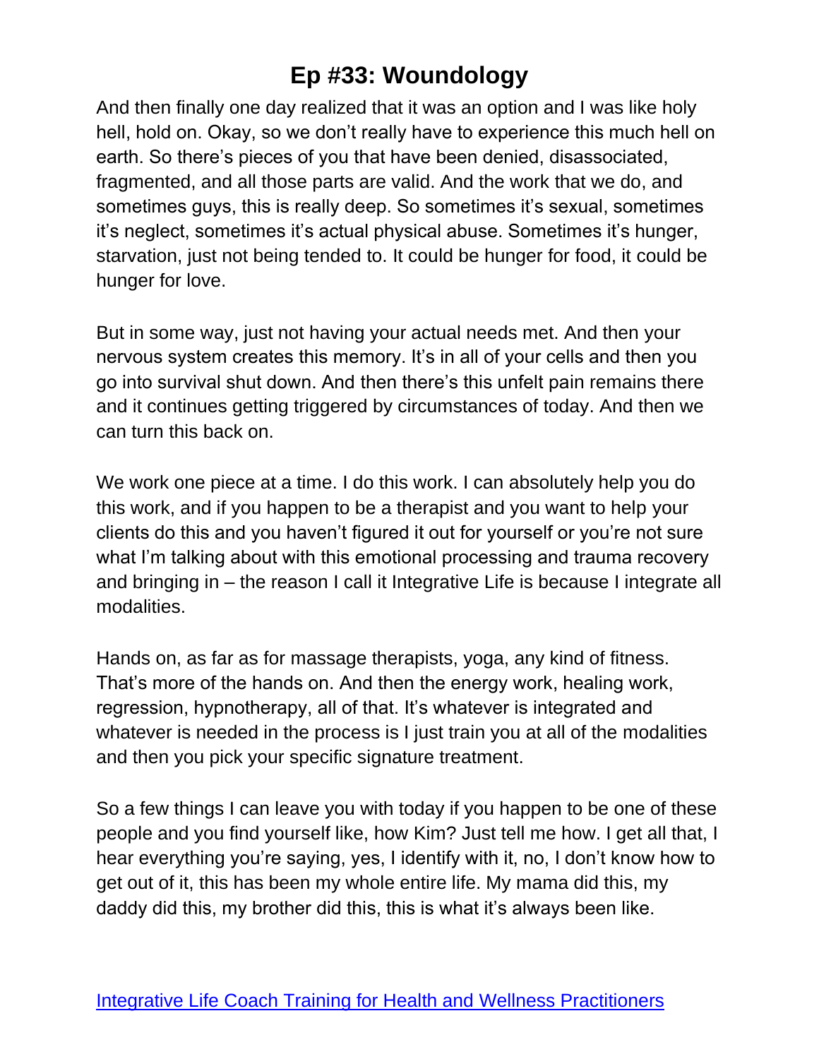And then finally one day realized that it was an option and I was like holy hell, hold on. Okay, so we don't really have to experience this much hell on earth. So there's pieces of you that have been denied, disassociated, fragmented, and all those parts are valid. And the work that we do, and sometimes guys, this is really deep. So sometimes it's sexual, sometimes it's neglect, sometimes it's actual physical abuse. Sometimes it's hunger, starvation, just not being tended to. It could be hunger for food, it could be hunger for love.

But in some way, just not having your actual needs met. And then your nervous system creates this memory. It's in all of your cells and then you go into survival shut down. And then there's this unfelt pain remains there and it continues getting triggered by circumstances of today. And then we can turn this back on.

We work one piece at a time. I do this work. I can absolutely help you do this work, and if you happen to be a therapist and you want to help your clients do this and you haven't figured it out for yourself or you're not sure what I'm talking about with this emotional processing and trauma recovery and bringing in – the reason I call it Integrative Life is because I integrate all modalities.

Hands on, as far as for massage therapists, yoga, any kind of fitness. That's more of the hands on. And then the energy work, healing work, regression, hypnotherapy, all of that. It's whatever is integrated and whatever is needed in the process is I just train you at all of the modalities and then you pick your specific signature treatment.

So a few things I can leave you with today if you happen to be one of these people and you find yourself like, how Kim? Just tell me how. I get all that, I hear everything you're saying, yes, I identify with it, no, I don't know how to get out of it, this has been my whole entire life. My mama did this, my daddy did this, my brother did this, this is what it's always been like.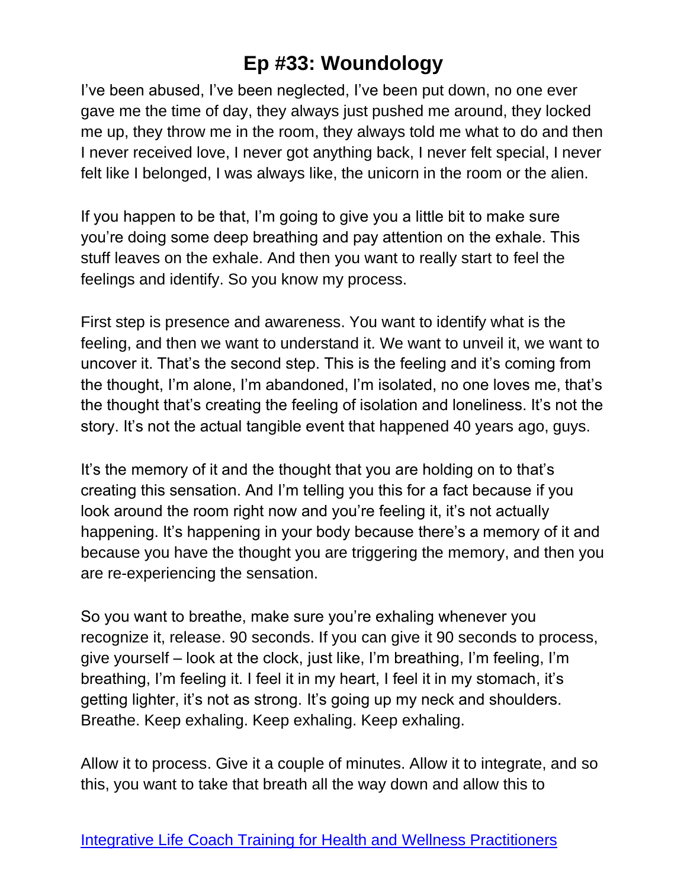I've been abused, I've been neglected, I've been put down, no one ever gave me the time of day, they always just pushed me around, they locked me up, they throw me in the room, they always told me what to do and then I never received love, I never got anything back, I never felt special, I never felt like I belonged, I was always like, the unicorn in the room or the alien.

If you happen to be that, I'm going to give you a little bit to make sure you're doing some deep breathing and pay attention on the exhale. This stuff leaves on the exhale. And then you want to really start to feel the feelings and identify. So you know my process.

First step is presence and awareness. You want to identify what is the feeling, and then we want to understand it. We want to unveil it, we want to uncover it. That's the second step. This is the feeling and it's coming from the thought, I'm alone, I'm abandoned, I'm isolated, no one loves me, that's the thought that's creating the feeling of isolation and loneliness. It's not the story. It's not the actual tangible event that happened 40 years ago, guys.

It's the memory of it and the thought that you are holding on to that's creating this sensation. And I'm telling you this for a fact because if you look around the room right now and you're feeling it, it's not actually happening. It's happening in your body because there's a memory of it and because you have the thought you are triggering the memory, and then you are re-experiencing the sensation.

So you want to breathe, make sure you're exhaling whenever you recognize it, release. 90 seconds. If you can give it 90 seconds to process, give yourself – look at the clock, just like, I'm breathing, I'm feeling, I'm breathing, I'm feeling it. I feel it in my heart, I feel it in my stomach, it's getting lighter, it's not as strong. It's going up my neck and shoulders. Breathe. Keep exhaling. Keep exhaling. Keep exhaling.

Allow it to process. Give it a couple of minutes. Allow it to integrate, and so this, you want to take that breath all the way down and allow this to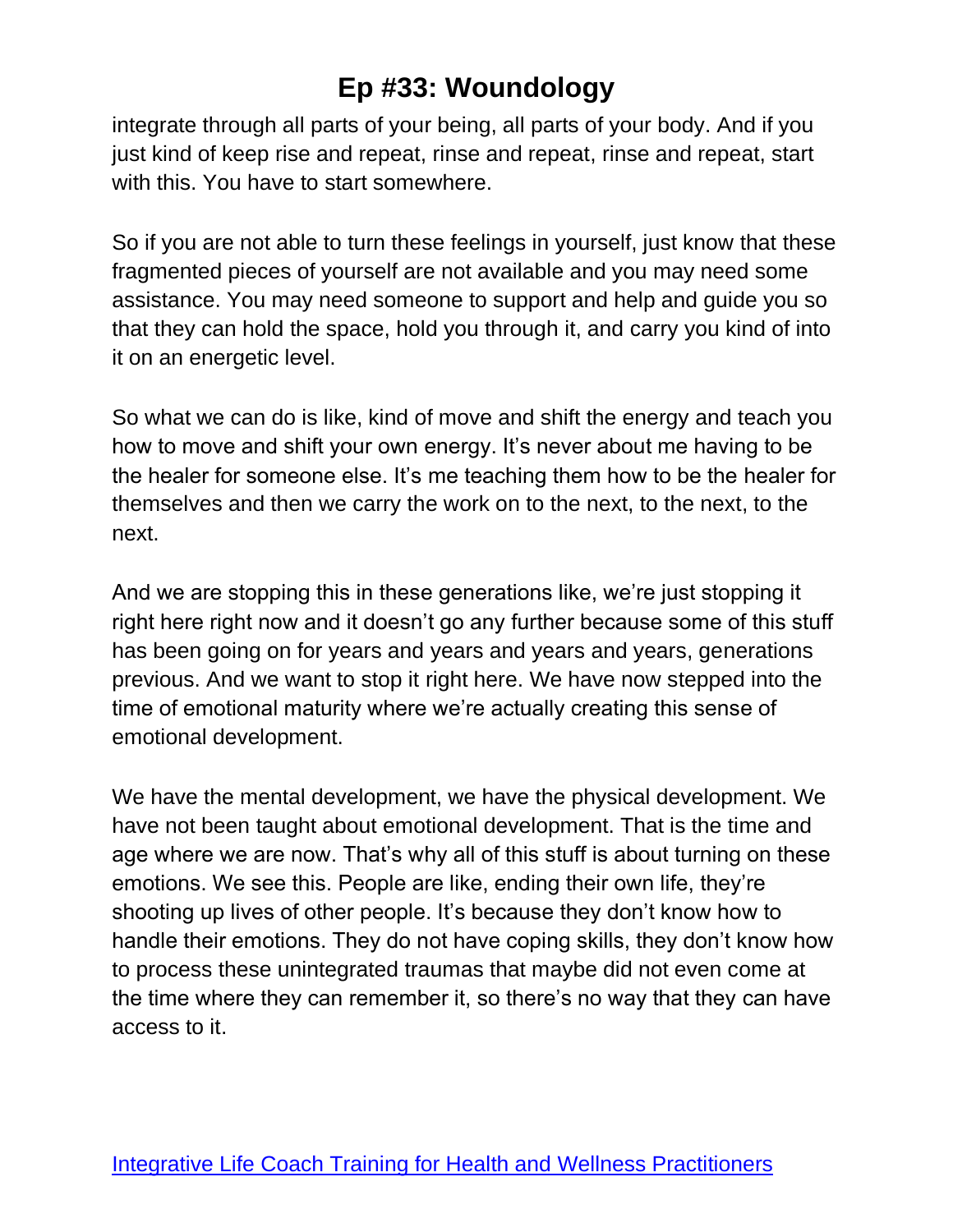integrate through all parts of your being, all parts of your body. And if you just kind of keep rise and repeat, rinse and repeat, rinse and repeat, start with this. You have to start somewhere.

So if you are not able to turn these feelings in yourself, just know that these fragmented pieces of yourself are not available and you may need some assistance. You may need someone to support and help and guide you so that they can hold the space, hold you through it, and carry you kind of into it on an energetic level.

So what we can do is like, kind of move and shift the energy and teach you how to move and shift your own energy. It's never about me having to be the healer for someone else. It's me teaching them how to be the healer for themselves and then we carry the work on to the next, to the next, to the next.

And we are stopping this in these generations like, we're just stopping it right here right now and it doesn't go any further because some of this stuff has been going on for years and years and years and years, generations previous. And we want to stop it right here. We have now stepped into the time of emotional maturity where we're actually creating this sense of emotional development.

We have the mental development, we have the physical development. We have not been taught about emotional development. That is the time and age where we are now. That's why all of this stuff is about turning on these emotions. We see this. People are like, ending their own life, they're shooting up lives of other people. It's because they don't know how to handle their emotions. They do not have coping skills, they don't know how to process these unintegrated traumas that maybe did not even come at the time where they can remember it, so there's no way that they can have access to it.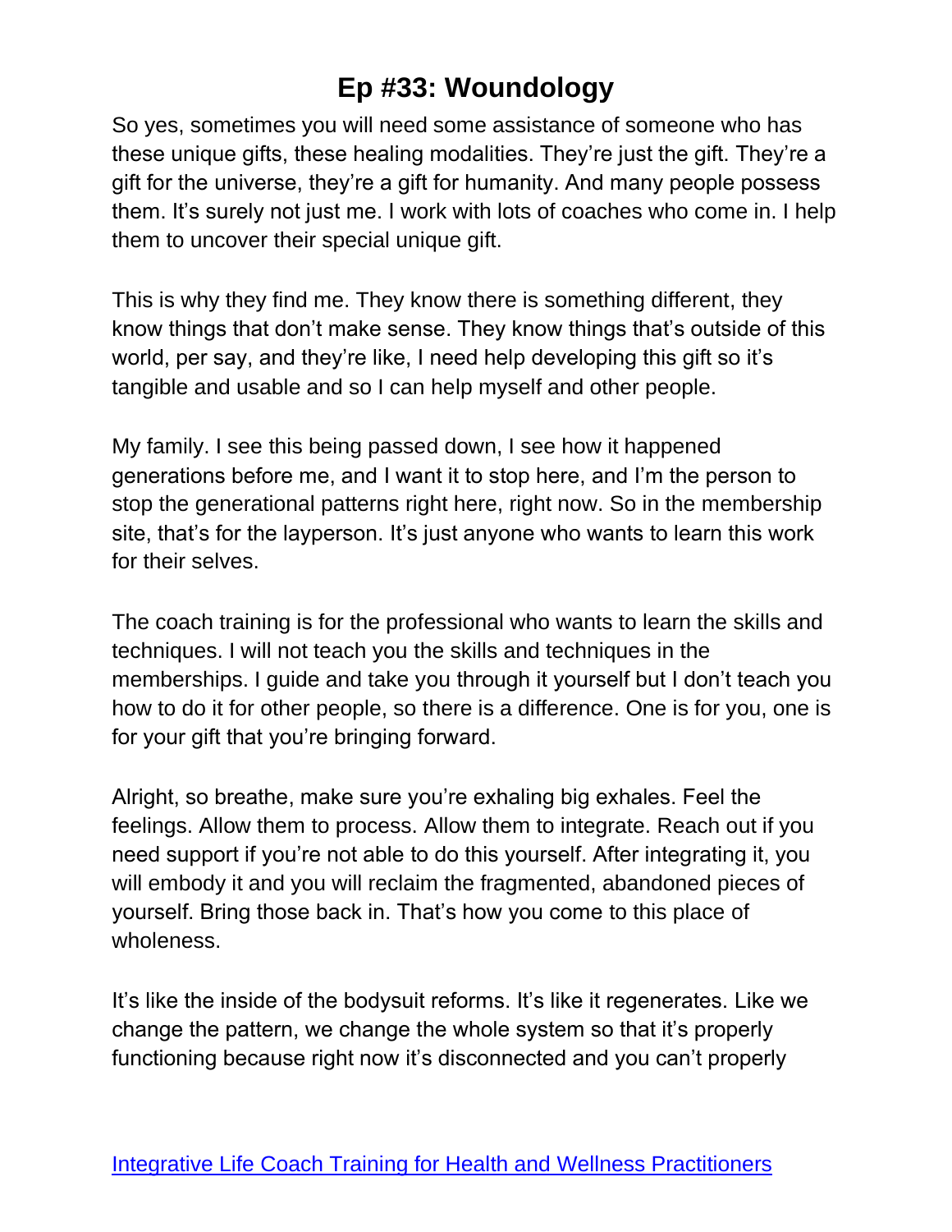So yes, sometimes you will need some assistance of someone who has these unique gifts, these healing modalities. They're just the gift. They're a gift for the universe, they're a gift for humanity. And many people possess them. It's surely not just me. I work with lots of coaches who come in. I help them to uncover their special unique gift.

This is why they find me. They know there is something different, they know things that don't make sense. They know things that's outside of this world, per say, and they're like, I need help developing this gift so it's tangible and usable and so I can help myself and other people.

My family. I see this being passed down, I see how it happened generations before me, and I want it to stop here, and I'm the person to stop the generational patterns right here, right now. So in the membership site, that's for the layperson. It's just anyone who wants to learn this work for their selves.

The coach training is for the professional who wants to learn the skills and techniques. I will not teach you the skills and techniques in the memberships. I guide and take you through it yourself but I don't teach you how to do it for other people, so there is a difference. One is for you, one is for your gift that you're bringing forward.

Alright, so breathe, make sure you're exhaling big exhales. Feel the feelings. Allow them to process. Allow them to integrate. Reach out if you need support if you're not able to do this yourself. After integrating it, you will embody it and you will reclaim the fragmented, abandoned pieces of yourself. Bring those back in. That's how you come to this place of wholeness.

It's like the inside of the bodysuit reforms. It's like it regenerates. Like we change the pattern, we change the whole system so that it's properly functioning because right now it's disconnected and you can't properly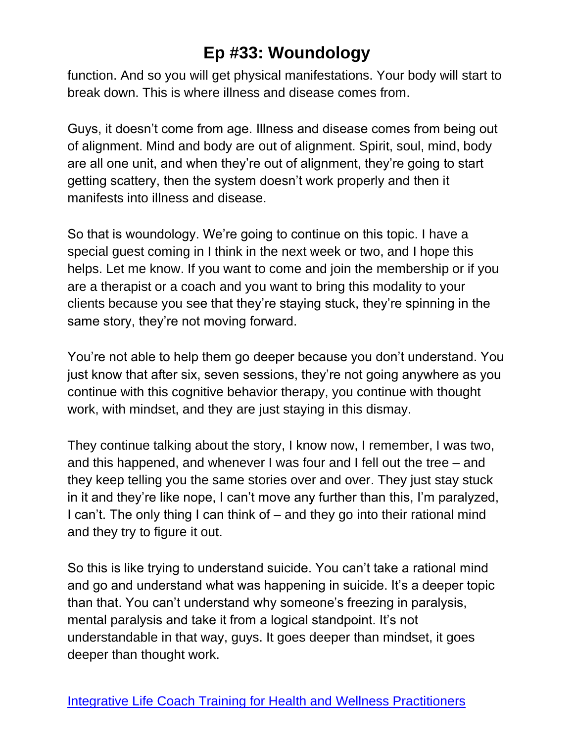function. And so you will get physical manifestations. Your body will start to break down. This is where illness and disease comes from.

Guys, it doesn't come from age. Illness and disease comes from being out of alignment. Mind and body are out of alignment. Spirit, soul, mind, body are all one unit, and when they're out of alignment, they're going to start getting scattery, then the system doesn't work properly and then it manifests into illness and disease.

So that is woundology. We're going to continue on this topic. I have a special guest coming in I think in the next week or two, and I hope this helps. Let me know. If you want to come and join the membership or if you are a therapist or a coach and you want to bring this modality to your clients because you see that they're staying stuck, they're spinning in the same story, they're not moving forward.

You're not able to help them go deeper because you don't understand. You just know that after six, seven sessions, they're not going anywhere as you continue with this cognitive behavior therapy, you continue with thought work, with mindset, and they are just staying in this dismay.

They continue talking about the story, I know now, I remember, I was two, and this happened, and whenever I was four and I fell out the tree – and they keep telling you the same stories over and over. They just stay stuck in it and they're like nope, I can't move any further than this, I'm paralyzed, I can't. The only thing I can think of – and they go into their rational mind and they try to figure it out.

So this is like trying to understand suicide. You can't take a rational mind and go and understand what was happening in suicide. It's a deeper topic than that. You can't understand why someone's freezing in paralysis, mental paralysis and take it from a logical standpoint. It's not understandable in that way, guys. It goes deeper than mindset, it goes deeper than thought work.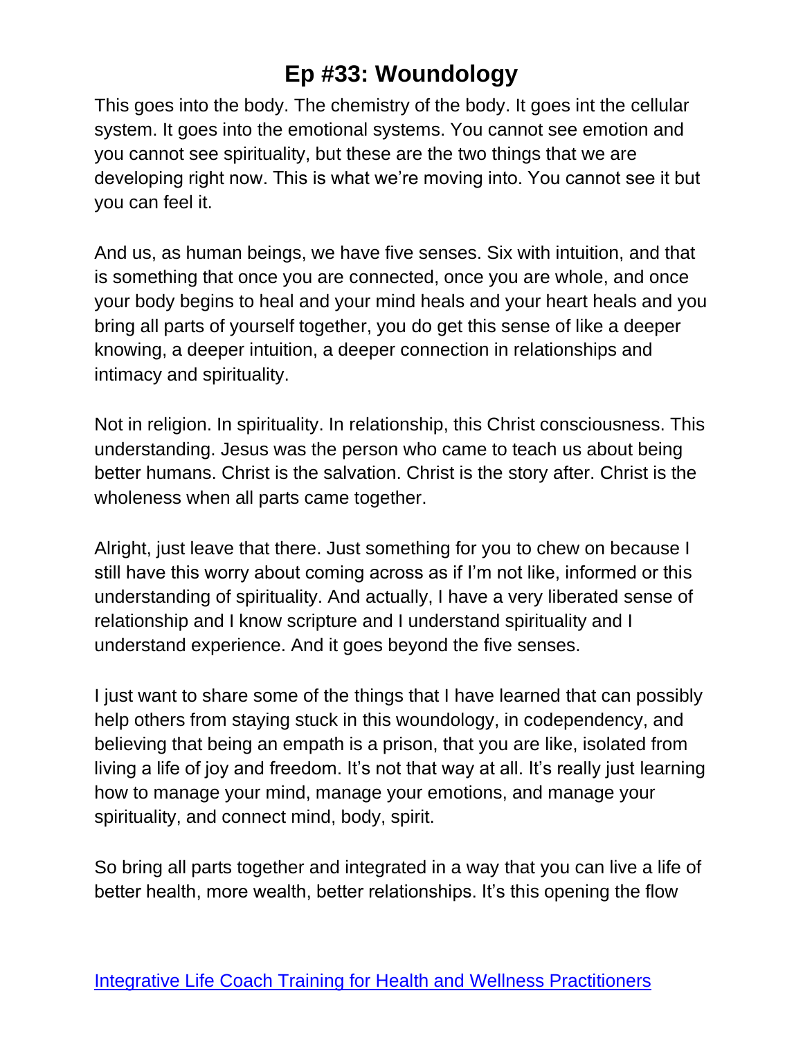This goes into the body. The chemistry of the body. It goes int the cellular system. It goes into the emotional systems. You cannot see emotion and you cannot see spirituality, but these are the two things that we are developing right now. This is what we're moving into. You cannot see it but you can feel it.

And us, as human beings, we have five senses. Six with intuition, and that is something that once you are connected, once you are whole, and once your body begins to heal and your mind heals and your heart heals and you bring all parts of yourself together, you do get this sense of like a deeper knowing, a deeper intuition, a deeper connection in relationships and intimacy and spirituality.

Not in religion. In spirituality. In relationship, this Christ consciousness. This understanding. Jesus was the person who came to teach us about being better humans. Christ is the salvation. Christ is the story after. Christ is the wholeness when all parts came together.

Alright, just leave that there. Just something for you to chew on because I still have this worry about coming across as if I'm not like, informed or this understanding of spirituality. And actually, I have a very liberated sense of relationship and I know scripture and I understand spirituality and I understand experience. And it goes beyond the five senses.

I just want to share some of the things that I have learned that can possibly help others from staying stuck in this woundology, in codependency, and believing that being an empath is a prison, that you are like, isolated from living a life of joy and freedom. It's not that way at all. It's really just learning how to manage your mind, manage your emotions, and manage your spirituality, and connect mind, body, spirit.

So bring all parts together and integrated in a way that you can live a life of better health, more wealth, better relationships. It's this opening the flow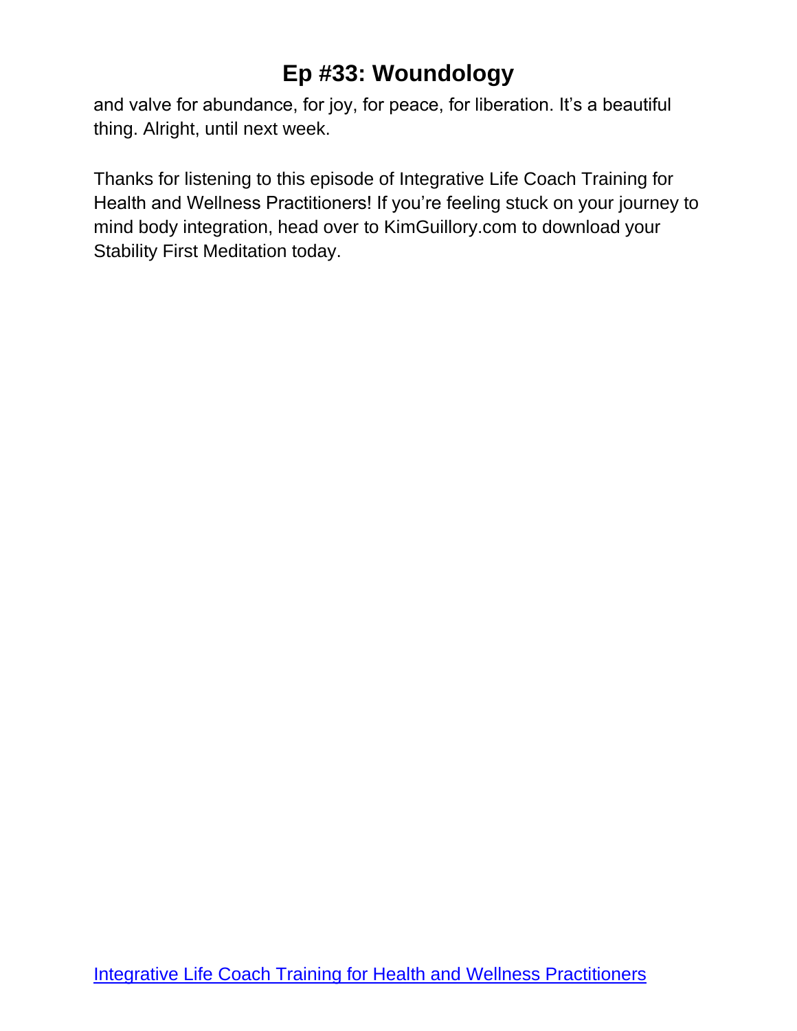and valve for abundance, for joy, for peace, for liberation. It's a beautiful thing. Alright, until next week.

Thanks for listening to this episode of Integrative Life Coach Training for Health and Wellness Practitioners! If you're feeling stuck on your journey to mind body integration, head over to KimGuillory.com to download your Stability First Meditation today.